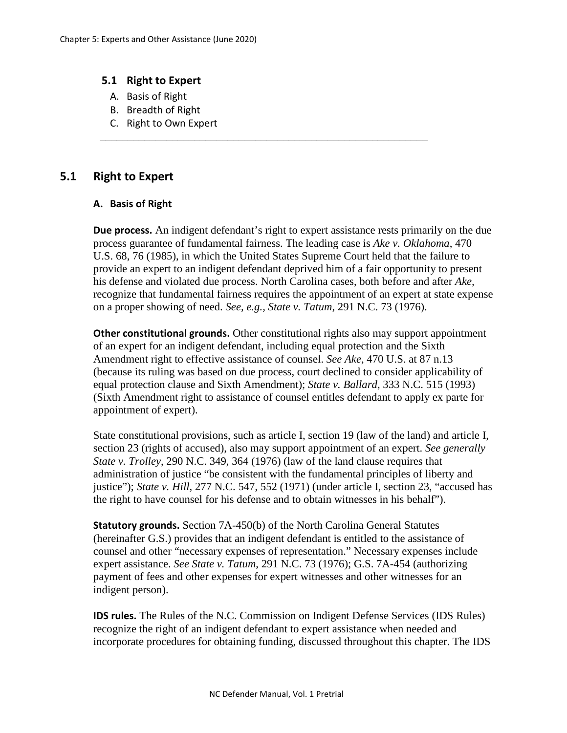## 5.1 Right to Expert

A. Basis of Right
B. Breadth of Right
C. Right to Own Expert

---

## 5.1 Right to Expert

### A. Basis of Right

**Due process.** An indigent defendant's right to expert assistance rests primarily on the due process guarantee of fundamental fairness. The leading case is *Ake v. Oklahoma*, 470 U.S. 68, 76 (1985), in which the United States Supreme Court held that the failure to provide an expert to an indigent defendant deprived him of a fair opportunity to present his defense and violated due process. North Carolina cases, both before and after *Ake*, recognize that fundamental fairness requires the appointment of an expert at state expense on a proper showing of need. *See, e.g., State v. Tatum*, 291 N.C. 73 (1976).

**Other constitutional grounds.** Other constitutional rights also may support appointment of an expert for an indigent defendant, including equal protection and the Sixth Amendment right to effective assistance of counsel. *See Ake*, 470 U.S. at 87 n.13 (because its ruling was based on due process, court declined to consider applicability of equal protection clause and Sixth Amendment); *State v. Ballard*, 333 N.C. 515 (1993) (Sixth Amendment right to assistance of counsel entitles defendant to apply ex parte for appointment of expert).

State constitutional provisions, such as article I, section 19 (law of the land) and article I, section 23 (rights of accused), also may support appointment of an expert. *See generally State v. Trolley*, 290 N.C. 349, 364 (1976) (law of the land clause requires that administration of justice "be consistent with the fundamental principles of liberty and justice"); *State v. Hill*, 277 N.C. 547, 552 (1971) (under article I, section 23, "accused has the right to have counsel for his defense and to obtain witnesses in his behalf").

**Statutory grounds.** Section 7A-450(b) of the North Carolina General Statutes (hereinafter G.S.) provides that an indigent defendant is entitled to the assistance of counsel and other "necessary expenses of representation." Necessary expenses include expert assistance. *See State v. Tatum*, 291 N.C. 73 (1976); G.S. 7A-454 (authorizing payment of fees and other expenses for expert witnesses and other witnesses for an indigent person).

**IDS rules.** The Rules of the N.C. Commission on Indigent Defense Services (IDS Rules) recognize the right of an indigent defendant to expert assistance when needed and incorporate procedures for obtaining funding, discussed throughout this chapter. The IDS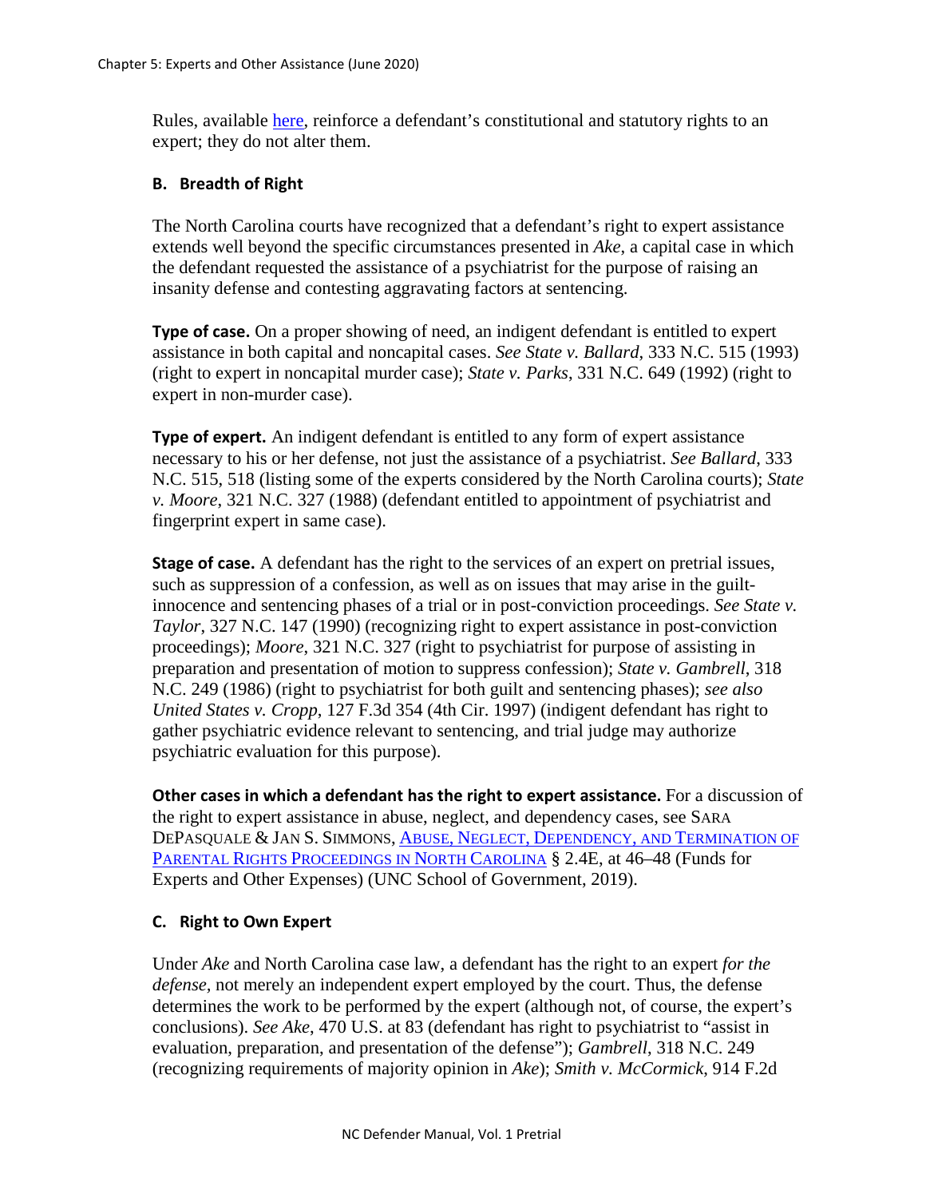Rules, available [here](), reinforce a defendant's constitutional and statutory rights to an expert; they do not alter them.

### B. Breadth of Right

The North Carolina courts have recognized that a defendant's right to expert assistance extends well beyond the specific circumstances presented in *Ake*, a capital case in which the defendant requested the assistance of a psychiatrist for the purpose of raising an insanity defense and contesting aggravating factors at sentencing.

**Type of case.** On a proper showing of need, an indigent defendant is entitled to expert assistance in both capital and noncapital cases. *See State v. Ballard*, 333 N.C. 515 (1993) (right to expert in noncapital murder case); *State v. Parks*, 331 N.C. 649 (1992) (right to expert in non-murder case).

**Type of expert.** An indigent defendant is entitled to any form of expert assistance necessary to his or her defense, not just the assistance of a psychiatrist. *See Ballard*, 333 N.C. 515, 518 (listing some of the experts considered by the North Carolina courts); *State v. Moore*, 321 N.C. 327 (1988) (defendant entitled to appointment of psychiatrist and fingerprint expert in same case).

**Stage of case.** A defendant has the right to the services of an expert on pretrial issues, such as suppression of a confession, as well as on issues that may arise in the guilt-innocence and sentencing phases of a trial or in post-conviction proceedings. *See State v. Taylor*, 327 N.C. 147 (1990) (recognizing right to expert assistance in post-conviction proceedings); *Moore*, 321 N.C. 327 (right to psychiatrist for purpose of assisting in preparation and presentation of motion to suppress confession); *State v. Gambrell*, 318 N.C. 249 (1986) (right to psychiatrist for both guilt and sentencing phases); *see also United States v. Cropp*, 127 F.3d 354 (4th Cir. 1997) (indigent defendant has right to gather psychiatric evidence relevant to sentencing, and trial judge may authorize psychiatric evaluation for this purpose).

**Other cases in which a defendant has the right to expert assistance.** For a discussion of the right to expert assistance in abuse, neglect, and dependency cases, see SARA DEPASQUALE & JAN S. SIMMONS, [ABUSE, NEGLECT, DEPENDENCY, AND TERMINATION OF PARENTAL RIGHTS PROCEEDINGS IN NORTH CAROLINA]() § 2.4E, at 46–48 (Funds for Experts and Other Expenses) (UNC School of Government, 2019).

### C. Right to Own Expert

Under *Ake* and North Carolina case law, a defendant has the right to an expert *for the defense*, not merely an independent expert employed by the court. Thus, the defense determines the work to be performed by the expert (although not, of course, the expert's conclusions). *See Ake*, 470 U.S. at 83 (defendant has right to psychiatrist to "assist in evaluation, preparation, and presentation of the defense"); *Gambrell*, 318 N.C. 249 (recognizing requirements of majority opinion in *Ake*); *Smith v. McCormick*, 914 F.2d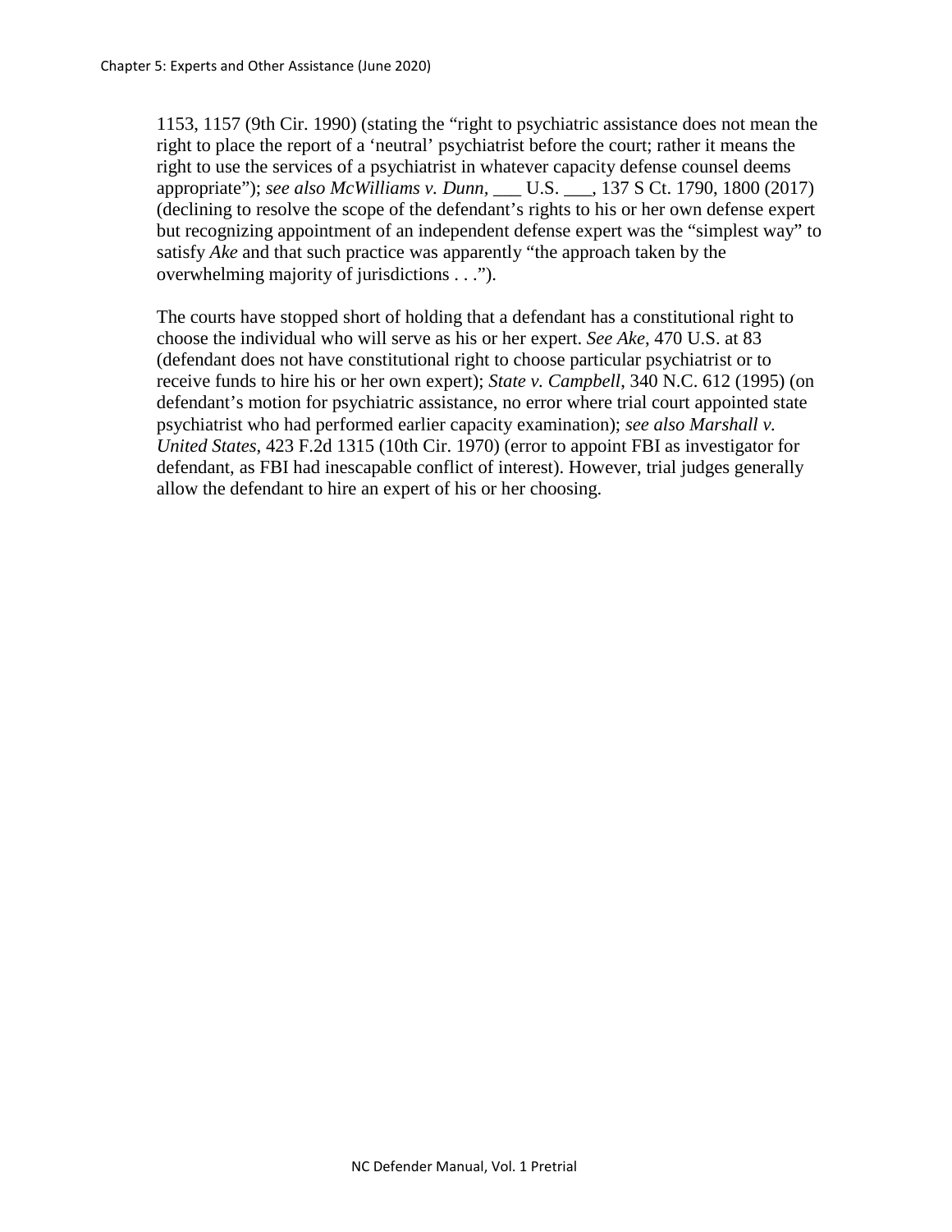1153, 1157 (9th Cir. 1990) (stating the "right to psychiatric assistance does not mean the right to place the report of a 'neutral' psychiatrist before the court; rather it means the right to use the services of a psychiatrist in whatever capacity defense counsel deems appropriate"); *see also McWilliams v. Dunn*, ___ U.S. ___, 137 S Ct. 1790, 1800 (2017) (declining to resolve the scope of the defendant's rights to his or her own defense expert but recognizing appointment of an independent defense expert was the "simplest way" to satisfy *Ake* and that such practice was apparently "the approach taken by the overwhelming majority of jurisdictions . . .").

The courts have stopped short of holding that a defendant has a constitutional right to choose the individual who will serve as his or her expert. *See Ake*, 470 U.S. at 83 (defendant does not have constitutional right to choose particular psychiatrist or to receive funds to hire his or her own expert); *State v. Campbell*, 340 N.C. 612 (1995) (on defendant's motion for psychiatric assistance, no error where trial court appointed state psychiatrist who had performed earlier capacity examination); *see also Marshall v. United States*, 423 F.2d 1315 (10th Cir. 1970) (error to appoint FBI as investigator for defendant, as FBI had inescapable conflict of interest). However, trial judges generally allow the defendant to hire an expert of his or her choosing.